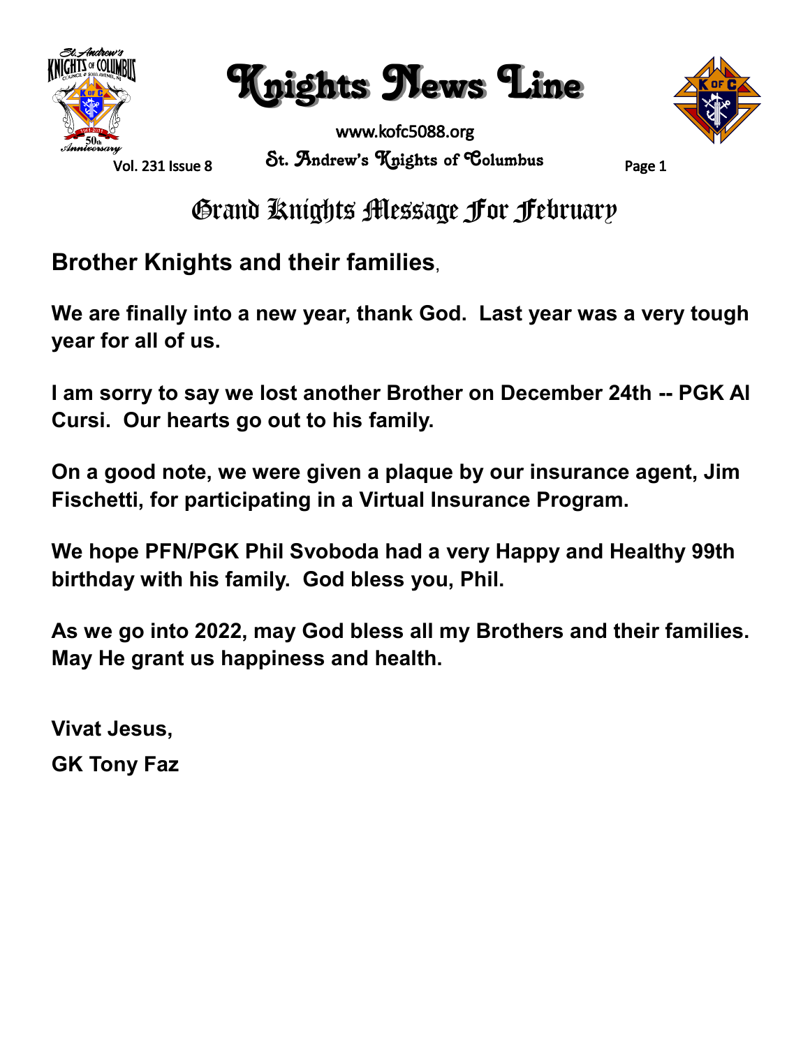# Knights News Line

www.kofc5088.org

St. Andrew's Knights of Columbus

## Grand Knights Message For February

**Brother Knights and their families**,

**We are finally into a new year, thank God. Last year was a very tough year for all of us.**

**I am sorry to say we lost another Brother on December 24th -- PGK Al Cursi. Our hearts go out to his family.**

**On a good note, we were given a plaque by our insurance agent, Jim Fischetti, for participating in a Virtual Insurance Program.**

**We hope PFN/PGK Phil Svoboda had a very Happy and Healthy 99th birthday with his family. God bless you, Phil.**

**As we go into 2022, may God bless all my Brothers and their families. May He grant us happiness and health.**

**Vivat Jesus,**

**GK Tony Faz**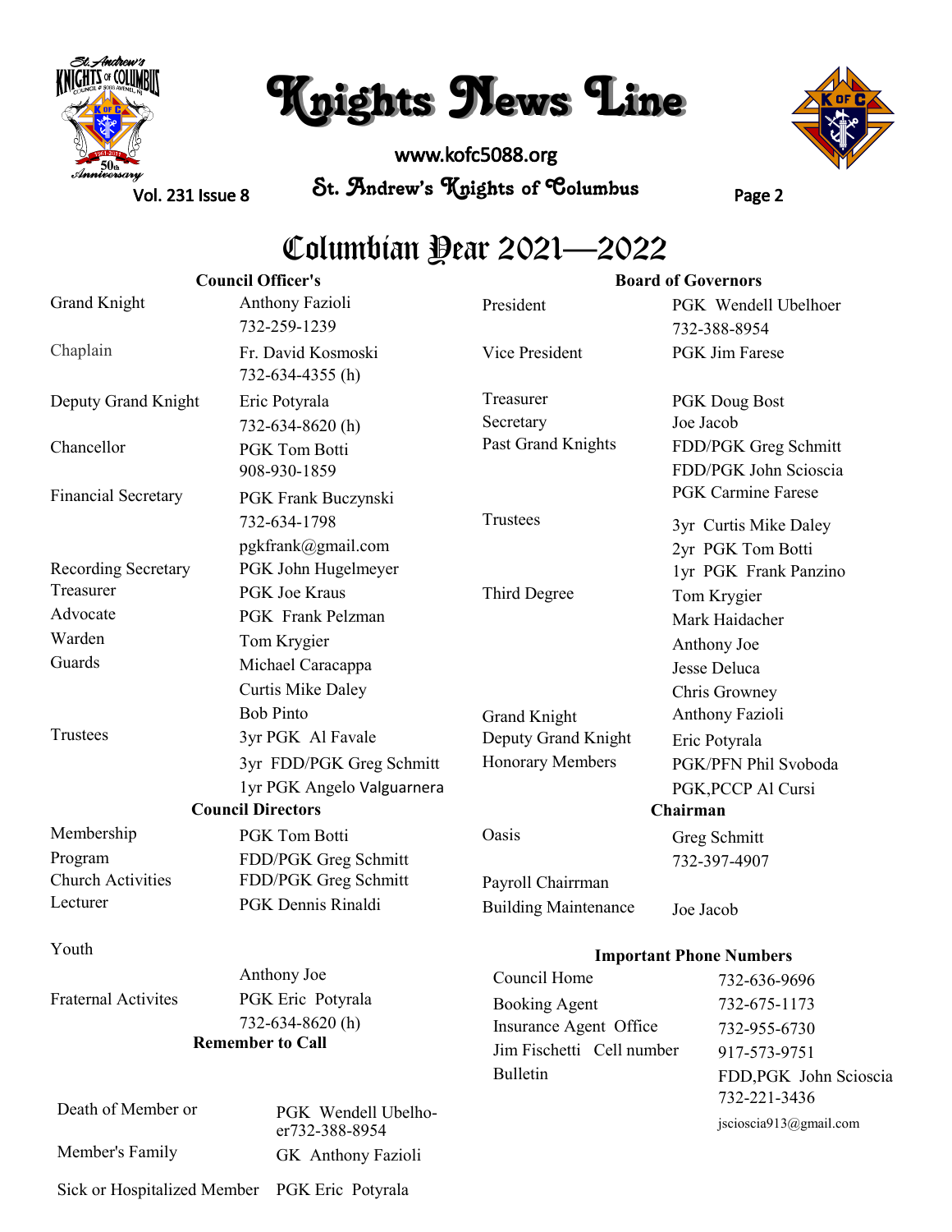# Knights News Line

www.kofc5088.org

St. Andrew's Knights of Columbus

## Columbian Year 2021—2022

### Council Officer's

| | |
|---|---|
| Grand Knight | Anthony Fazioli 732-259-1239 |
| Chaplain | Fr. David Kosmoski 732-634-4355 (h) |
| Deputy Grand Knight | Eric Potyrala 732-634-8620 (h) |
| Chancellor | PGK Tom Botti 908-930-1859 |
| Financial Secretary | PGK Frank Buczynski 732-634-1798 pgkfrank@gmail.com |
| Recording Secretary | PGK John Hugelmeyer |
| Treasurer | PGK Joe Kraus |
| Advocate | PGK Frank Pelzman |
| Warden | Tom Krygier |
| Guards | Michael Caracappa, Curtis Mike Daley, Bob Pinto |
| Trustees | 3yr PGK Al Favale, 3yr FDD/PGK Greg Schmitt, 1yr PGK Angelo Valguarnera |

### Council Directors

| | |
|---|---|
| Membership | PGK Tom Botti |
| Program | FDD/PGK Greg Schmitt |
| Church Activities | FDD/PGK Greg Schmitt |
| Lecturer | PGK Dennis Rinaldi |
| Youth | Anthony Joe |
| Fraternal Activites | PGK Eric Potyrala 732-634-8620 (h) |

### Remember to Call

| | |
|---|---|
| Death of Member or Member's Family | PGK Wendell Ubelhoer 732-388-8954; GK Anthony Fazioli |
| Sick or Hospitalized Member | PGK Eric Potyrala |

### Board of Governors

| | |
|---|---|
| President | PGK Wendell Ubelhoer 732-388-8954 |
| Vice President | PGK Jim Farese |
| Treasurer | PGK Doug Bost |
| Secretary | Joe Jacob |
| Past Grand Knights | FDD/PGK Greg Schmitt, FDD/PGK John Scioscia, PGK Carmine Farese |
| Trustees | 3yr Curtis Mike Daley, 2yr PGK Tom Botti, 1yr PGK Frank Panzino |
| Third Degree | Tom Krygier, Mark Haidacher, Anthony Joe, Jesse Deluca, Chris Growney |
| Grand Knight | Anthony Fazioli |
| Deputy Grand Knight | Eric Potyrala |
| Honorary Members | PGK/PFN Phil Svoboda, PGK,PCCP Al Cursi |

### Chairman

| | |
|---|---|
| Oasis | Greg Schmitt 732-397-4907 |
| Payroll Chairrman | |
| Building Maintenance | Joe Jacob |

### Important Phone Numbers

| | |
|---|---|
| Council Home | 732-636-9696 |
| Booking Agent | 732-675-1173 |
| Insurance Agent Office | 732-955-6730 |
| Jim Fischetti Cell number | 917-573-9751 |
| Bulletin | FDD,PGK John Scioscia 732-221-3436 jscioscia913@gmail.com |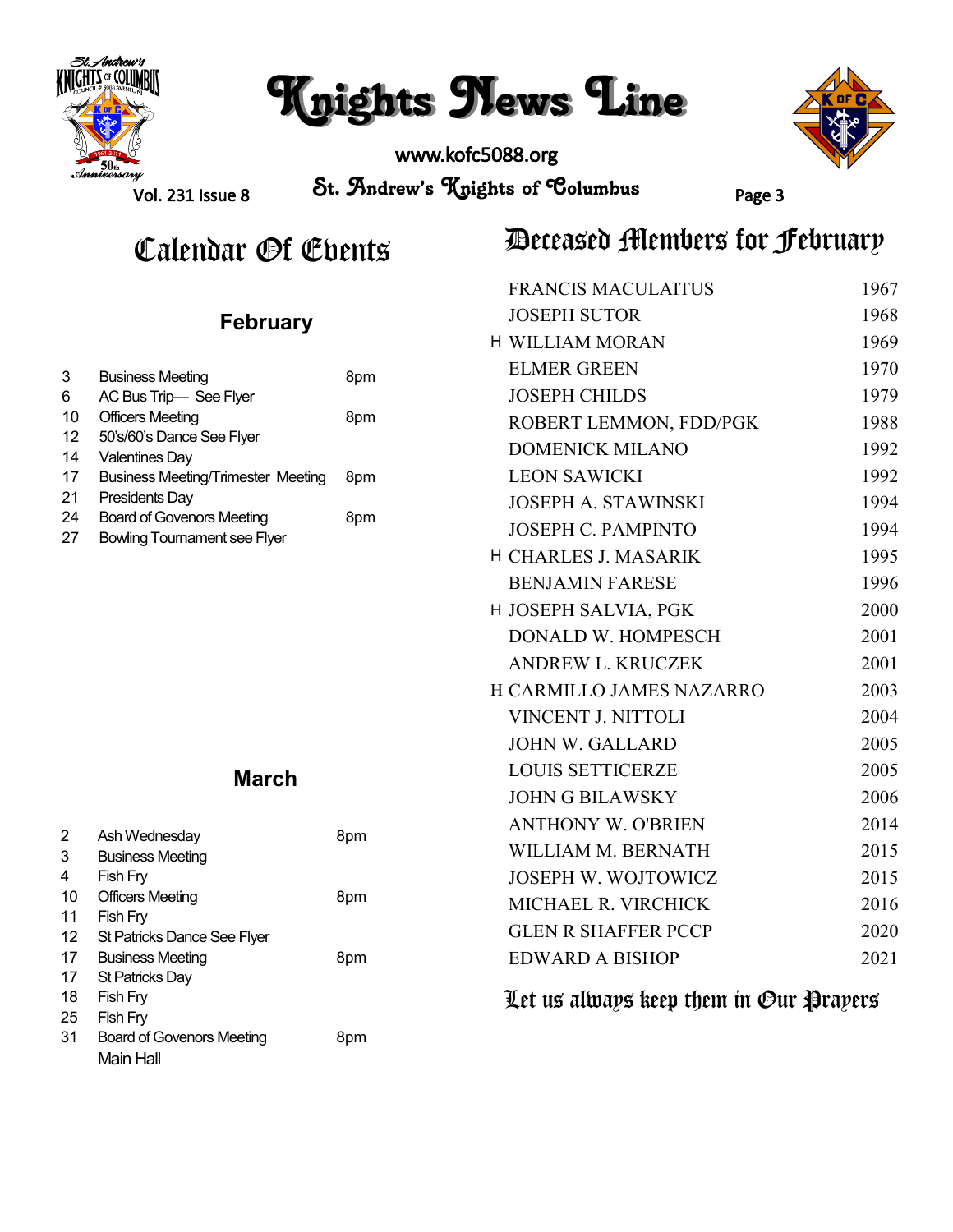# Knights News Line

www.kofc5088.org

St. Andrew's Knights of Columbus

Vol. 231 Issue 8

## Calendar Of Events

### February

| | | |
|---|---|---|
| 3 | Business Meeting | 8pm |
| 6 | AC Bus Trip— See Flyer | |
| 10 | Officers Meeting | 8pm |
| 12 | 50's/60's Dance See Flyer | |
| 14 | Valentines Day | |
| 17 | Business Meeting/Trimester Meeting | 8pm |
| 21 | Presidents Day | |
| 24 | Board of Govenors Meeting | 8pm |
| 27 | Bowling Tournament see Flyer | |

### March

| | | |
|---|---|---|
| 2 | Ash Wednesday | 8pm |
| 3 | Business Meeting | |
| 4 | Fish Fry | |
| 10 | Officers Meeting | 8pm |
| 11 | Fish Fry | |
| 12 | St Patricks Dance See Flyer | |
| 17 | Business Meeting | 8pm |
| 17 | St Patricks Day | |
| 18 | Fish Fry | |
| 25 | Fish Fry | |
| 31 | Board of Govenors Meeting Main Hall | 8pm |

## Deceased Members for February

| | | |
|---|---|---|
| | FRANCIS MACULAITUS | 1967 |
| | JOSEPH SUTOR | 1968 |
| H | WILLIAM MORAN | 1969 |
| | ELMER GREEN | 1970 |
| | JOSEPH CHILDS | 1979 |
| | ROBERT LEMMON, FDD/PGK | 1988 |
| | DOMENICK MILANO | 1992 |
| | LEON SAWICKI | 1992 |
| | JOSEPH A. STAWINSKI | 1994 |
| | JOSEPH C. PAMPINTO | 1994 |
| H | CHARLES J. MASARIK | 1995 |
| | BENJAMIN FARESE | 1996 |
| H | JOSEPH SALVIA, PGK | 2000 |
| | DONALD W. HOMPESCH | 2001 |
| | ANDREW L. KRUCZEK | 2001 |
| H | CARMILLO JAMES NAZARRO | 2003 |
| | VINCENT J. NITTOLI | 2004 |
| | JOHN W. GALLARD | 2005 |
| | LOUIS SETTICERZE | 2005 |
| | JOHN G BILAWSKY | 2006 |
| | ANTHONY W. O'BRIEN | 2014 |
| | WILLIAM M. BERNATH | 2015 |
| | JOSEPH W. WOJTOWICZ | 2015 |
| | MICHAEL R. VIRCHICK | 2016 |
| | GLEN R SHAFFER PCCP | 2020 |
| | EDWARD A BISHOP | 2021 |

*Let us always keep them in Our Prayers*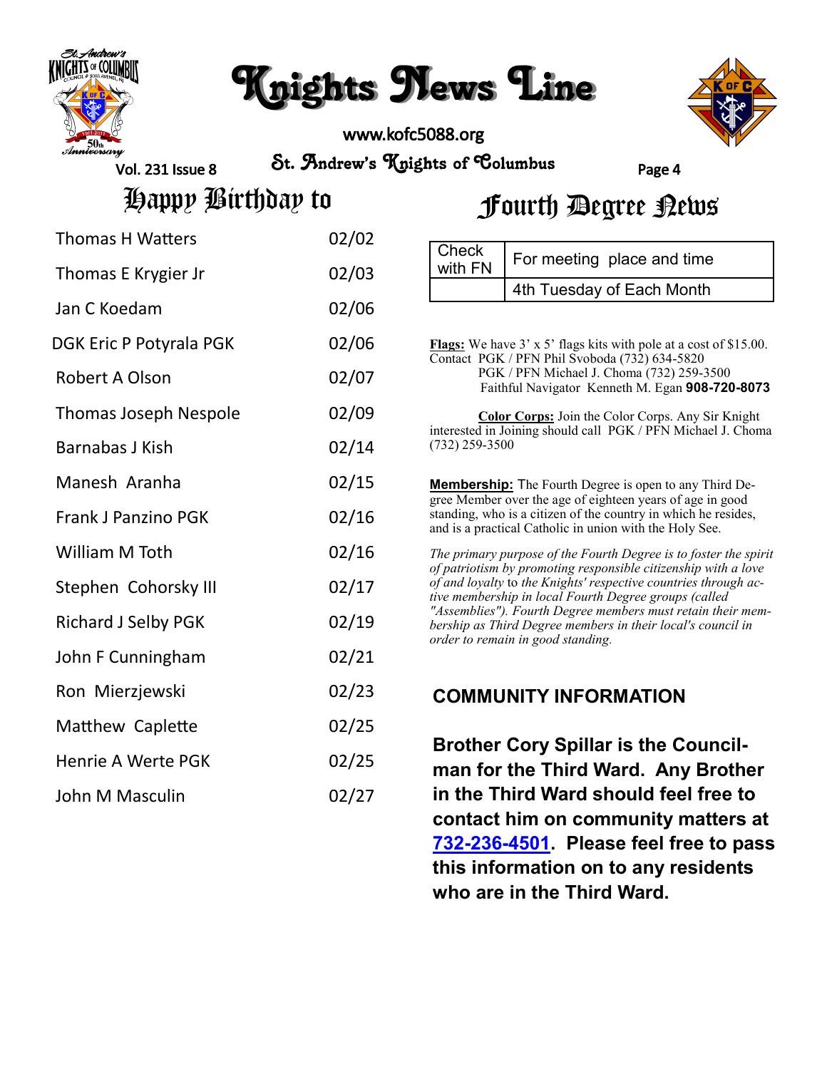# Knights News Line

www.kofc5088.org

St. Andrew's Knights of Columbus

## Happy Birthday to

| Name | Date |
|---|---|
| Thomas H Watters | 02/02 |
| Thomas E Krygier Jr | 02/03 |
| Jan C Koedam | 02/06 |
| DGK Eric P Potyrala PGK | 02/06 |
| Robert A Olson | 02/07 |
| Thomas Joseph Nespole | 02/09 |
| Barnabas J Kish | 02/14 |
| Manesh Aranha | 02/15 |
| Frank J Panzino PGK | 02/16 |
| William M Toth | 02/16 |
| Stephen Cohorsky III | 02/17 |
| Richard J Selby PGK | 02/19 |
| John F Cunningham | 02/21 |
| Ron Mierzjewski | 02/23 |
| Matthew Caplette | 02/25 |
| Henrie A Werte PGK | 02/25 |
| John M Masculin | 02/27 |

## Fourth Degree News

| Check with FN | For meeting place and time |
|---|---|
| | 4th Tuesday of Each Month |

**Flags:** We have 3' x 5' flags kits with pole at a cost of $15.00.
Contact PGK / PFN Phil Svoboda (732) 634-5820
PGK / PFN Michael J. Choma (732) 259-3500
Faithful Navigator Kenneth M. Egan **908-720-8073**

**Color Corps:** Join the Color Corps. Any Sir Knight interested in Joining should call PGK / PFN Michael J. Choma (732) 259-3500

**Membership:** The Fourth Degree is open to any Third Degree Member over the age of eighteen years of age in good standing, who is a citizen of the country in which he resides, and is a practical Catholic in union with the Holy See.

*The primary purpose of the Fourth Degree is to foster the spirit of patriotism by promoting responsible citizenship with a love of and loyalty* to *the Knights' respective countries through active membership in local Fourth Degree groups (called "Assemblies"). Fourth Degree members must retain their membership as Third Degree members in their local's council in order to remain in good standing.*

### COMMUNITY INFORMATION

**Brother Cory Spillar is the Councilman for the Third Ward. Any Brother in the Third Ward should feel free to contact him on community matters at 732-236-4501. Please feel free to pass this information on to any residents who are in the Third Ward.**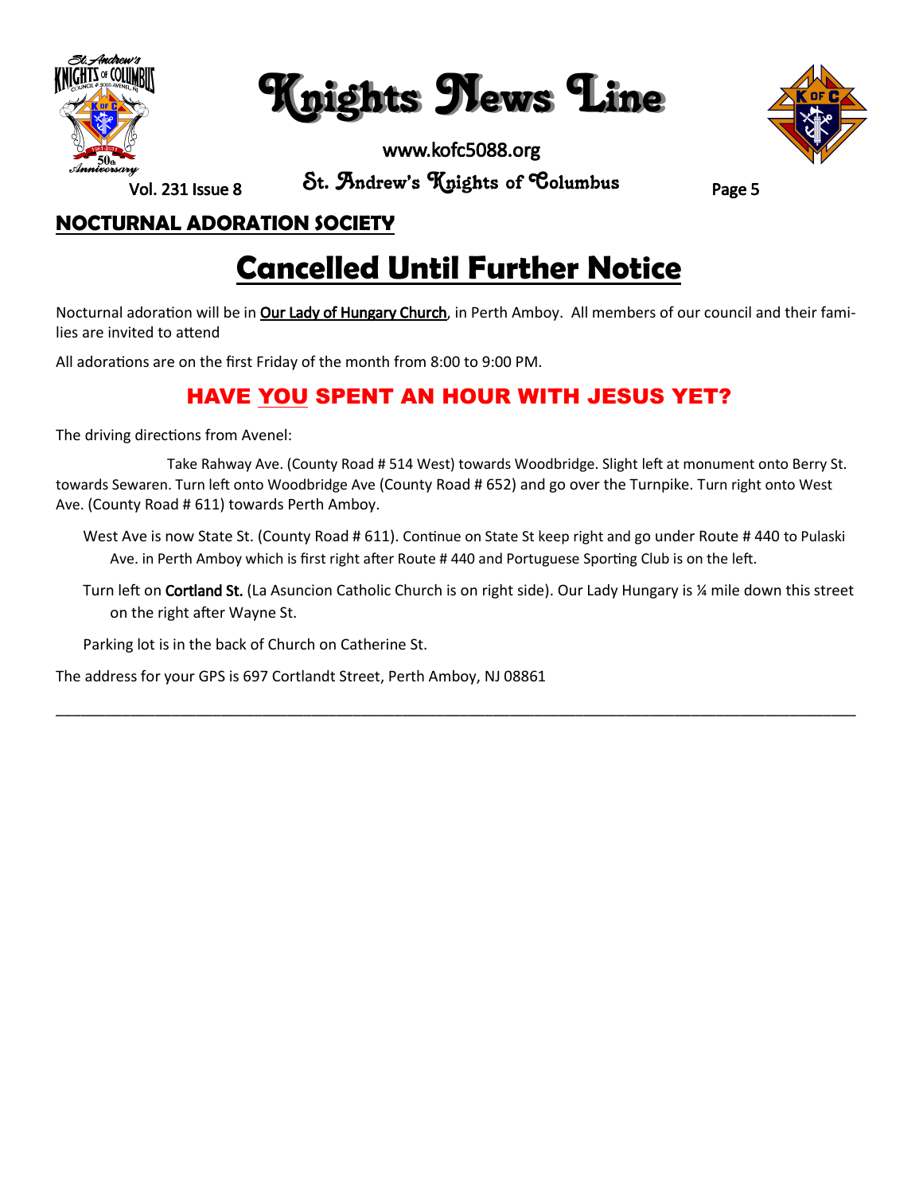## NOCTURNAL ADORATION SOCIETY

# Cancelled Until Further Notice

Nocturnal adoration will be in **Our Lady of Hungary Church**, in Perth Amboy. All members of our council and their families are invited to attend

All adorations are on the first Friday of the month from 8:00 to 9:00 PM.

## HAVE YOU SPENT AN HOUR WITH JESUS YET?

The driving directions from Avenel:

Take Rahway Ave. (County Road # 514 West) towards Woodbridge. Slight left at monument onto Berry St. towards Sewaren. Turn left onto Woodbridge Ave (County Road # 652) and go over the Turnpike. Turn right onto West Ave. (County Road # 611) towards Perth Amboy.

West Ave is now State St. (County Road # 611). Continue on State St keep right and go under Route # 440 to Pulaski Ave. in Perth Amboy which is first right after Route # 440 and Portuguese Sporting Club is on the left.

Turn left on **Cortland St.** (La Asuncion Catholic Church is on right side). Our Lady Hungary is ¼ mile down this street on the right after Wayne St.

Parking lot is in the back of Church on Catherine St.

The address for your GPS is 697 Cortlandt Street, Perth Amboy, NJ 08861

---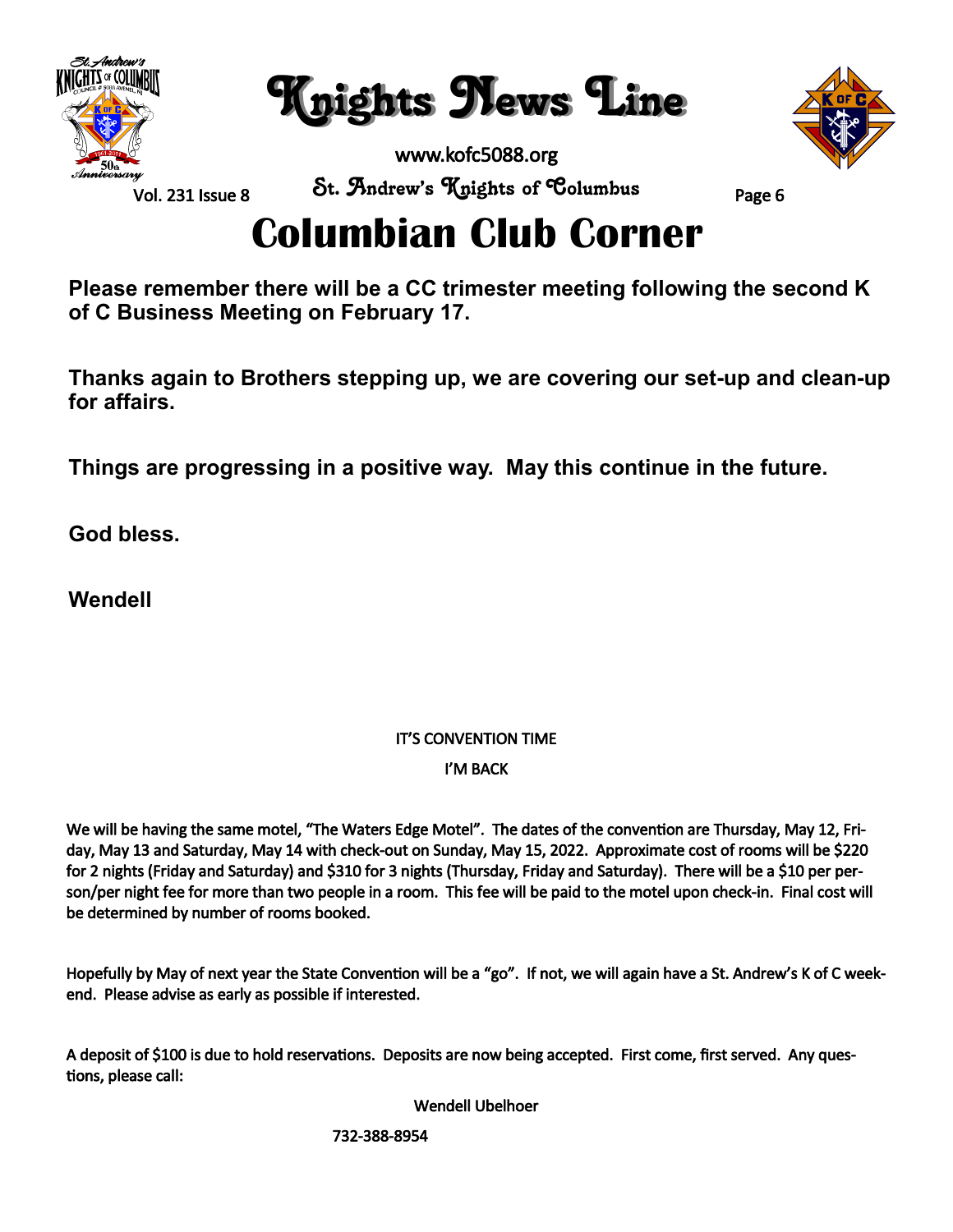# Columbian Club Corner

**Please remember there will be a CC trimester meeting following the second K of C Business Meeting on February 17.**

**Thanks again to Brothers stepping up, we are covering our set-up and clean-up for affairs.**

**Things are progressing in a positive way. May this continue in the future.**

**God bless.**

**Wendell**

IT'S CONVENTION TIME

I'M BACK

We will be having the same motel, "The Waters Edge Motel". The dates of the convention are Thursday, May 12, Friday, May 13 and Saturday, May 14 with check-out on Sunday, May 15, 2022. Approximate cost of rooms will be $220 for 2 nights (Friday and Saturday) and $310 for 3 nights (Thursday, Friday and Saturday). There will be a $10 per person/per night fee for more than two people in a room. This fee will be paid to the motel upon check-in. Final cost will be determined by number of rooms booked.

Hopefully by May of next year the State Convention will be a "go". If not, we will again have a St. Andrew's K of C weekend. Please advise as early as possible if interested.

A deposit of $100 is due to hold reservations. Deposits are now being accepted. First come, first served. Any questions, please call:

Wendell Ubelhoer

732-388-8954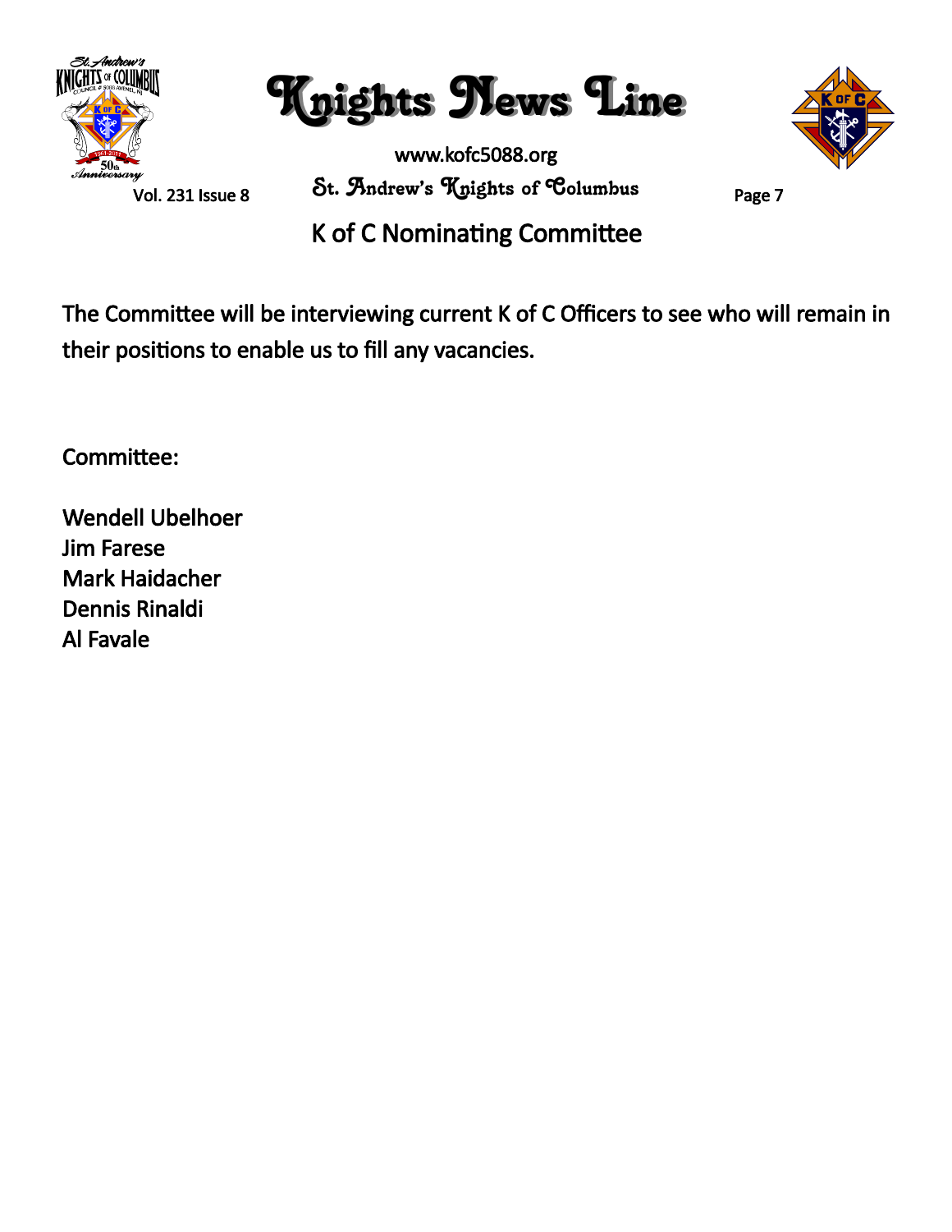## K of C Nominating Committee

The Committee will be interviewing current K of C Officers to see who will remain in their positions to enable us to fill any vacancies.

Committee:

Wendell Ubelhoer
Jim Farese
Mark Haidacher
Dennis Rinaldi
Al Favale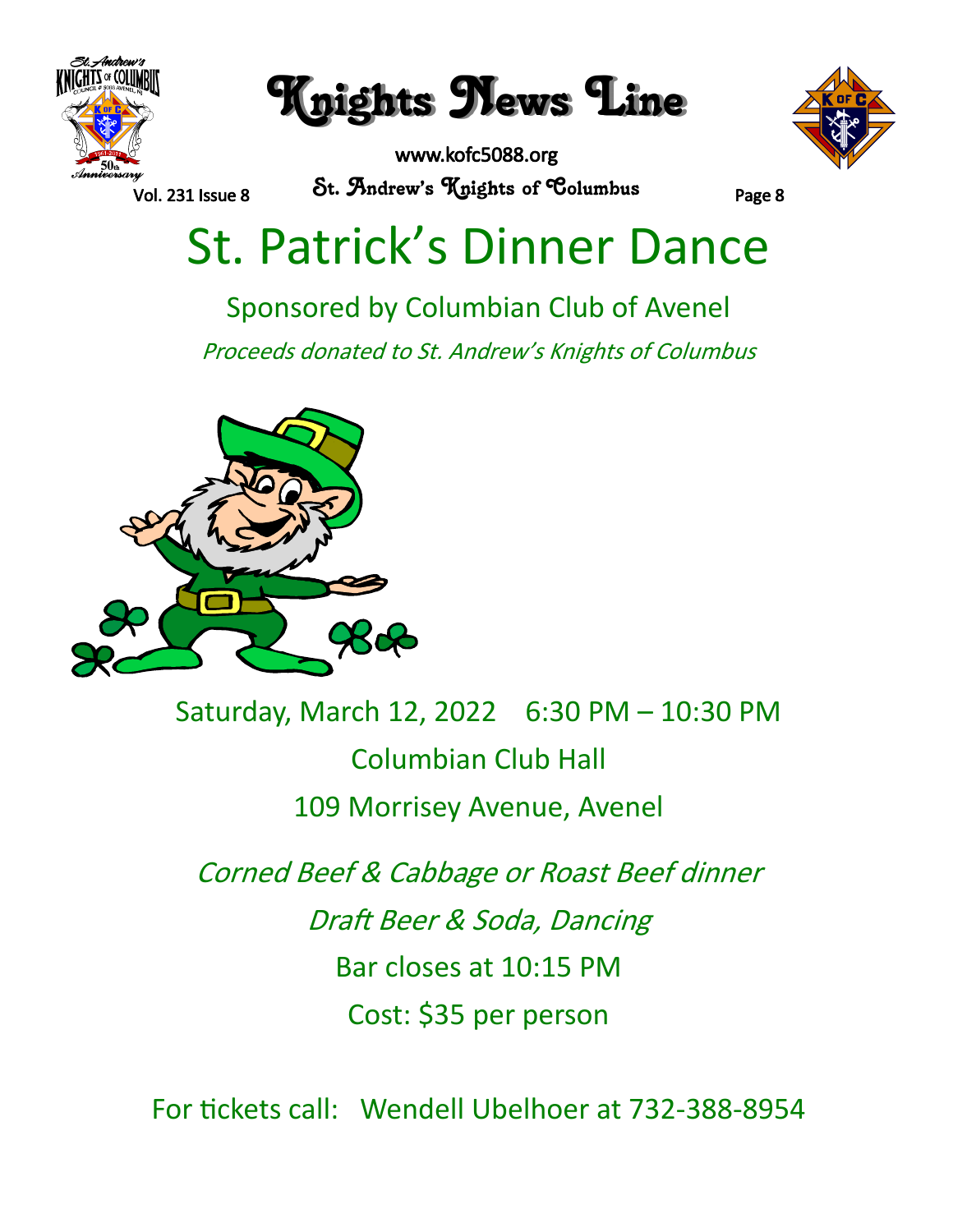# St. Patrick's Dinner Dance

Sponsored by Columbian Club of Avenel

*Proceeds donated to St. Andrew's Knights of Columbus*

Saturday, March 12, 2022 6:30 PM – 10:30 PM

Columbian Club Hall

109 Morrisey Avenue, Avenel

*Corned Beef & Cabbage or Roast Beef dinner*

*Draft Beer & Soda, Dancing*

Bar closes at 10:15 PM

Cost: $35 per person

For tickets call: Wendell Ubelhoer at 732-388-8954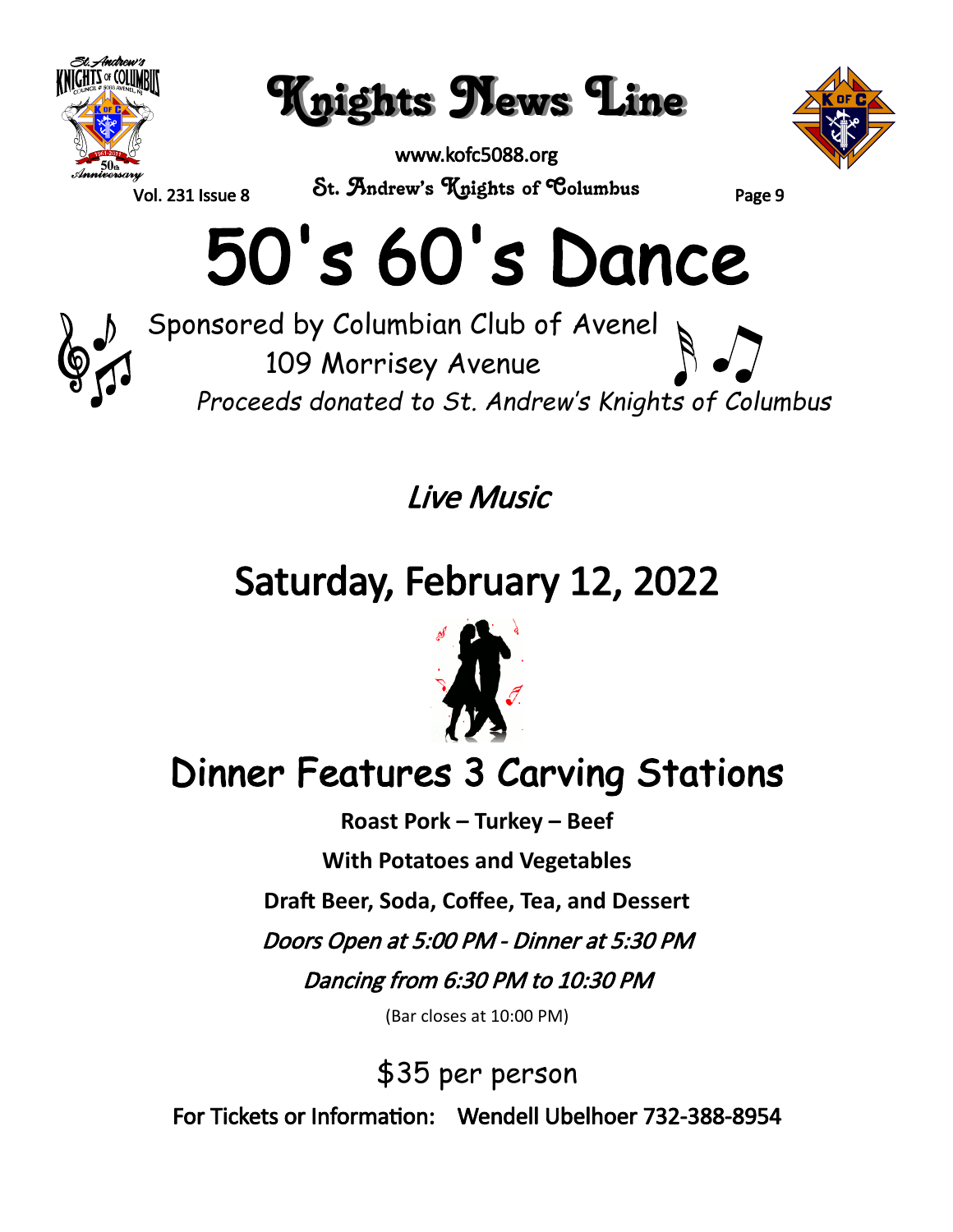# 50's 60's Dance

Sponsored by Columbian Club of Avenel

109 Morrisey Avenue

*Proceeds donated to St. Andrew's Knights of Columbus*

*Live Music*

## Saturday, February 12, 2022

## Dinner Features 3 Carving Stations

**Roast Pork – Turkey – Beef**

**With Potatoes and Vegetables**

**Draft Beer, Soda, Coffee, Tea, and Dessert**

*Doors Open at 5:00 PM - Dinner at 5:30 PM*

*Dancing from 6:30 PM to 10:30 PM*

(Bar closes at 10:00 PM)

$35 per person

For Tickets or Information: Wendell Ubelhoer 732-388-8954